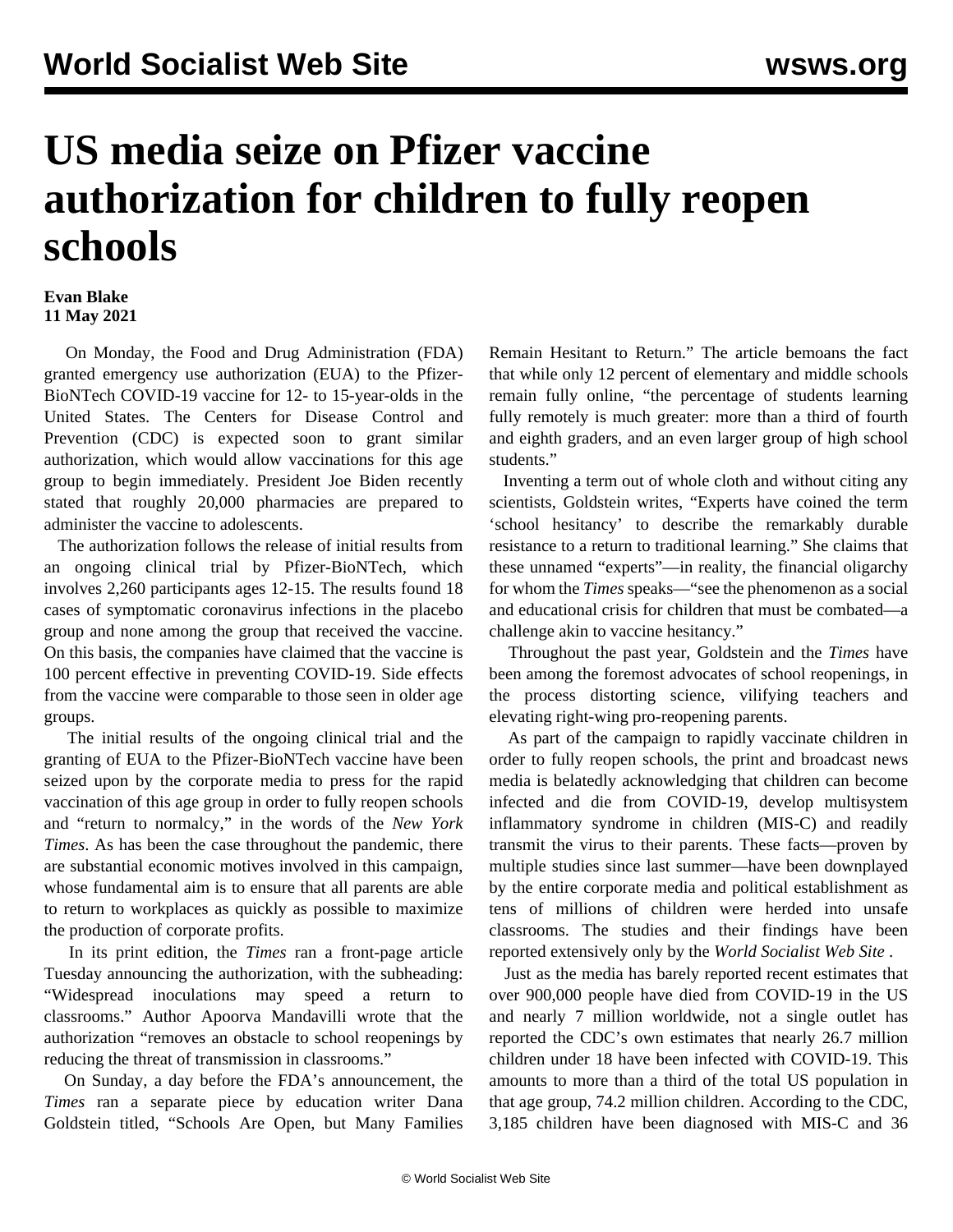# US media seize on Pfizer vaccine authorization for children to fully reopen schools

**Evan Blake**
**11 May 2021**

On Monday, the Food and Drug Administration (FDA) granted emergency use authorization (EUA) to the Pfizer-BioNTech COVID-19 vaccine for 12- to 15-year-olds in the United States. The Centers for Disease Control and Prevention (CDC) is expected soon to grant similar authorization, which would allow vaccinations for this age group to begin immediately. President Joe Biden recently stated that roughly 20,000 pharmacies are prepared to administer the vaccine to adolescents.

The authorization follows the release of initial results from an ongoing clinical trial by Pfizer-BioNTech, which involves 2,260 participants ages 12-15. The results found 18 cases of symptomatic coronavirus infections in the placebo group and none among the group that received the vaccine. On this basis, the companies have claimed that the vaccine is 100 percent effective in preventing COVID-19. Side effects from the vaccine were comparable to those seen in older age groups.

The initial results of the ongoing clinical trial and the granting of EUA to the Pfizer-BioNTech vaccine have been seized upon by the corporate media to press for the rapid vaccination of this age group in order to fully reopen schools and "return to normalcy," in the words of the *New York Times*. As has been the case throughout the pandemic, there are substantial economic motives involved in this campaign, whose fundamental aim is to ensure that all parents are able to return to workplaces as quickly as possible to maximize the production of corporate profits.

In its print edition, the *Times* ran a front-page article Tuesday announcing the authorization, with the subheading: "Widespread inoculations may speed a return to classrooms." Author Apoorva Mandavilli wrote that the authorization "removes an obstacle to school reopenings by reducing the threat of transmission in classrooms."

On Sunday, a day before the FDA's announcement, the *Times* ran a separate piece by education writer Dana Goldstein titled, "Schools Are Open, but Many Families Remain Hesitant to Return." The article bemoans the fact that while only 12 percent of elementary and middle schools remain fully online, "the percentage of students learning fully remotely is much greater: more than a third of fourth and eighth graders, and an even larger group of high school students."

Inventing a term out of whole cloth and without citing any scientists, Goldstein writes, "Experts have coined the term 'school hesitancy' to describe the remarkably durable resistance to a return to traditional learning." She claims that these unnamed "experts"—in reality, the financial oligarchy for whom the *Times* speaks—"see the phenomenon as a social and educational crisis for children that must be combated—a challenge akin to vaccine hesitancy."

Throughout the past year, Goldstein and the *Times* have been among the foremost advocates of school reopenings, in the process distorting science, vilifying teachers and elevating right-wing pro-reopening parents.

As part of the campaign to rapidly vaccinate children in order to fully reopen schools, the print and broadcast news media is belatedly acknowledging that children can become infected and die from COVID-19, develop multisystem inflammatory syndrome in children (MIS-C) and readily transmit the virus to their parents. These facts—proven by multiple studies since last summer—have been downplayed by the entire corporate media and political establishment as tens of millions of children were herded into unsafe classrooms. The studies and their findings have been reported extensively only by the *World Socialist Web Site* .

Just as the media has barely reported recent estimates that over 900,000 people have died from COVID-19 in the US and nearly 7 million worldwide, not a single outlet has reported the CDC's own estimates that nearly 26.7 million children under 18 have been infected with COVID-19. This amounts to more than a third of the total US population in that age group, 74.2 million children. According to the CDC, 3,185 children have been diagnosed with MIS-C and 36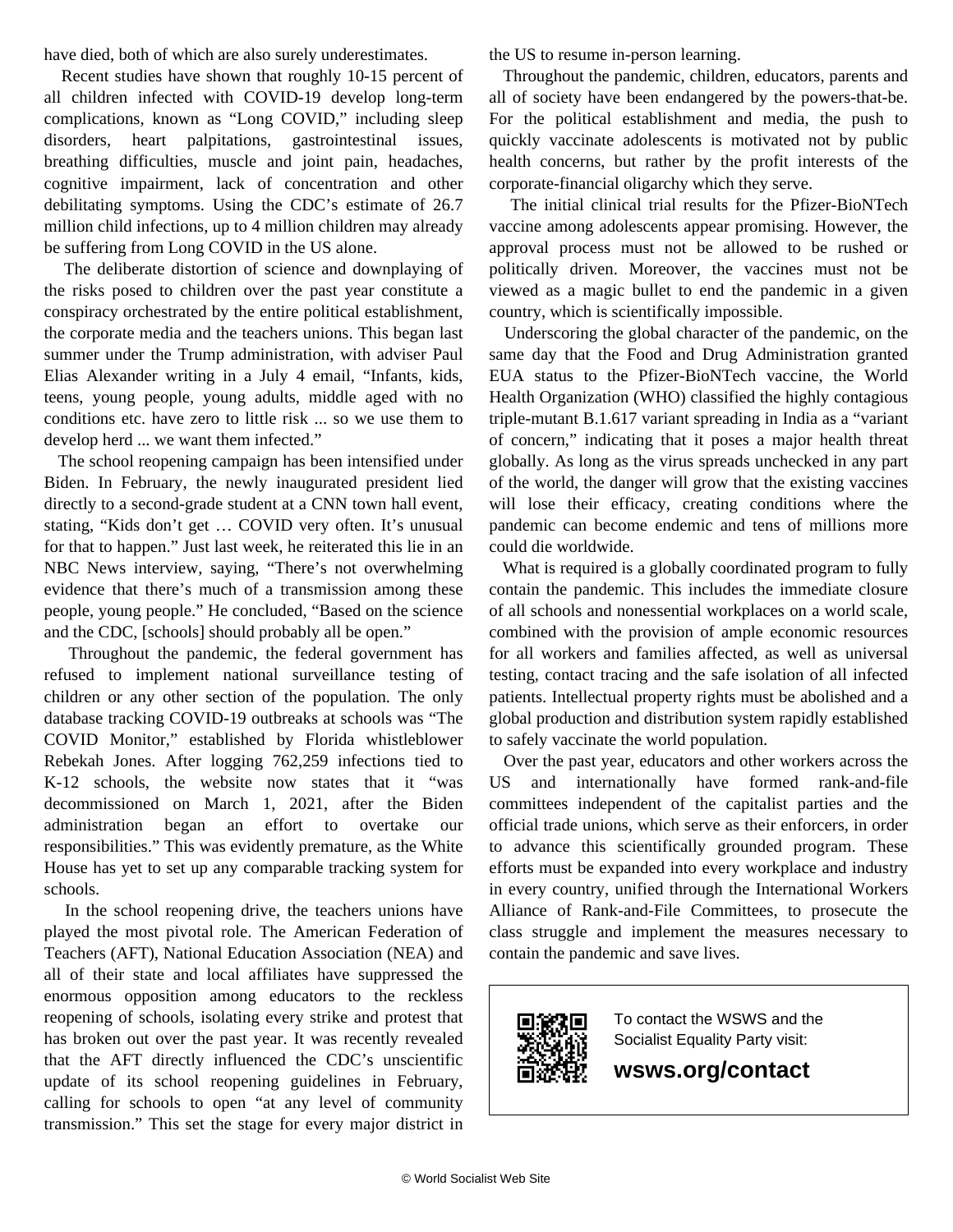have died, both of which are also surely underestimates.

Recent studies have shown that roughly 10-15 percent of all children infected with COVID-19 develop long-term complications, known as "Long COVID," including sleep disorders, heart palpitations, gastrointestinal issues, breathing difficulties, muscle and joint pain, headaches, cognitive impairment, lack of concentration and other debilitating symptoms. Using the CDC's estimate of 26.7 million child infections, up to 4 million children may already be suffering from Long COVID in the US alone.

The deliberate distortion of science and downplaying of the risks posed to children over the past year constitute a conspiracy orchestrated by the entire political establishment, the corporate media and the teachers unions. This began last summer under the Trump administration, with adviser Paul Elias Alexander writing in a July 4 email, "Infants, kids, teens, young people, young adults, middle aged with no conditions etc. have zero to little risk ... so we use them to develop herd ... we want them infected."

The school reopening campaign has been intensified under Biden. In February, the newly inaugurated president lied directly to a second-grade student at a CNN town hall event, stating, "Kids don't get … COVID very often. It's unusual for that to happen." Just last week, he reiterated this lie in an NBC News interview, saying, "There's not overwhelming evidence that there's much of a transmission among these people, young people." He concluded, "Based on the science and the CDC, [schools] should probably all be open."

Throughout the pandemic, the federal government has refused to implement national surveillance testing of children or any other section of the population. The only database tracking COVID-19 outbreaks at schools was "The COVID Monitor," established by Florida whistleblower Rebekah Jones. After logging 762,259 infections tied to K-12 schools, the website now states that it "was decommissioned on March 1, 2021, after the Biden administration began an effort to overtake our responsibilities." This was evidently premature, as the White House has yet to set up any comparable tracking system for schools.

In the school reopening drive, the teachers unions have played the most pivotal role. The American Federation of Teachers (AFT), National Education Association (NEA) and all of their state and local affiliates have suppressed the enormous opposition among educators to the reckless reopening of schools, isolating every strike and protest that has broken out over the past year. It was recently revealed that the AFT directly influenced the CDC's unscientific update of its school reopening guidelines in February, calling for schools to open "at any level of community transmission." This set the stage for every major district in the US to resume in-person learning.

Throughout the pandemic, children, educators, parents and all of society have been endangered by the powers-that-be. For the political establishment and media, the push to quickly vaccinate adolescents is motivated not by public health concerns, but rather by the profit interests of the corporate-financial oligarchy which they serve.

The initial clinical trial results for the Pfizer-BioNTech vaccine among adolescents appear promising. However, the approval process must not be allowed to be rushed or politically driven. Moreover, the vaccines must not be viewed as a magic bullet to end the pandemic in a given country, which is scientifically impossible.

Underscoring the global character of the pandemic, on the same day that the Food and Drug Administration granted EUA status to the Pfizer-BioNTech vaccine, the World Health Organization (WHO) classified the highly contagious triple-mutant B.1.617 variant spreading in India as a "variant of concern," indicating that it poses a major health threat globally. As long as the virus spreads unchecked in any part of the world, the danger will grow that the existing vaccines will lose their efficacy, creating conditions where the pandemic can become endemic and tens of millions more could die worldwide.

What is required is a globally coordinated program to fully contain the pandemic. This includes the immediate closure of all schools and nonessential workplaces on a world scale, combined with the provision of ample economic resources for all workers and families affected, as well as universal testing, contact tracing and the safe isolation of all infected patients. Intellectual property rights must be abolished and a global production and distribution system rapidly established to safely vaccinate the world population.

Over the past year, educators and other workers across the US and internationally have formed rank-and-file committees independent of the capitalist parties and the official trade unions, which serve as their enforcers, in order to advance this scientifically grounded program. These efforts must be expanded into every workplace and industry in every country, unified through the International Workers Alliance of Rank-and-File Committees, to prosecute the class struggle and implement the measures necessary to contain the pandemic and save lives.

To contact the WSWS and the Socialist Equality Party visit:

**wsws.org/contact**